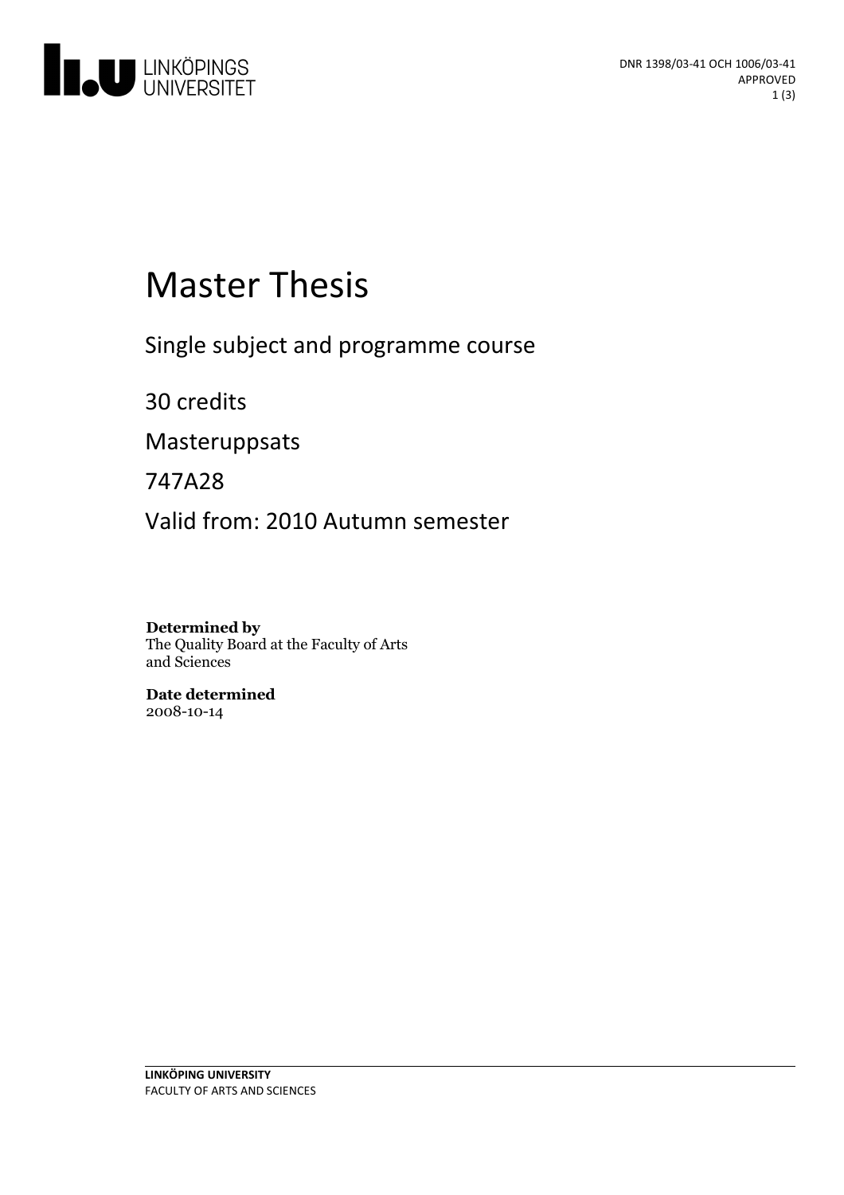DNR 1398/03-41 OCH 1006/03-41
APPROVED

# Master Thesis

Single subject and programme course

30 credits

Masteruppsats

747A28

Valid from: 2010 Autumn semester

**Determined by**
The Quality Board at the Faculty of Arts and Sciences

**Date determined**
2008-10-14

**LINKÖPING UNIVERSITY**
FACULTY OF ARTS AND SCIENCES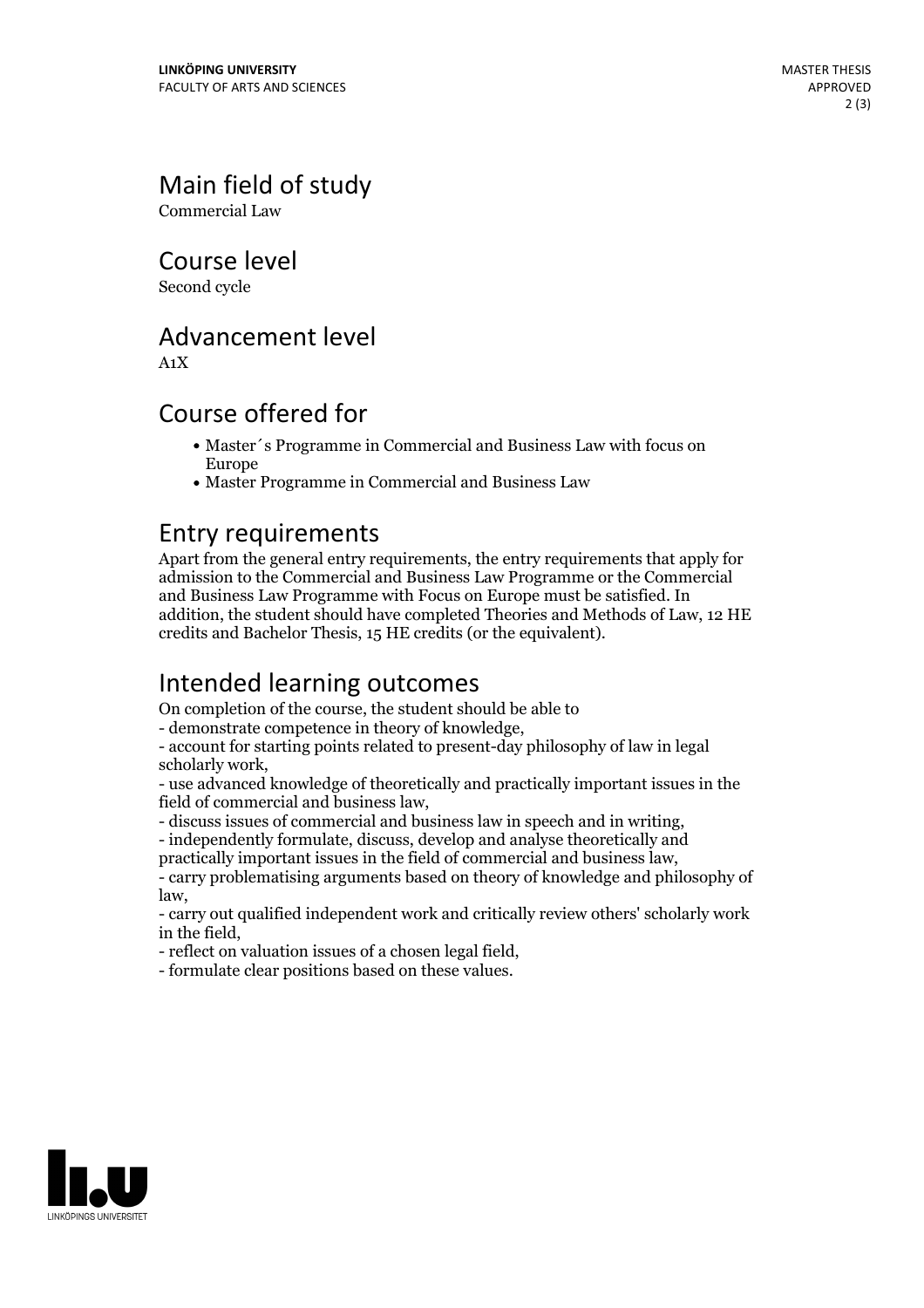## Main field of study

Commercial Law

## Course level

Second cycle

## Advancement level

A1X

## Course offered for

- Master´s Programme in Commercial and Business Law with focus on Europe
- Master Programme in Commercial and Business Law

## Entry requirements

Apart from the general entry requirements, the entry requirements that apply for admission to the Commercial and Business Law Programme or the Commercial and Business Law Programme with Focus on Europe must be satisfied. In addition, the student should have completed Theories and Methods of Law, 12 HE credits and Bachelor Thesis, 15 HE credits (or the equivalent).

## Intended learning outcomes

On completion of the course, the student should be able to
- demonstrate competence in theory of knowledge,
- account for starting points related to present-day philosophy of law in legal scholarly work,
- use advanced knowledge of theoretically and practically important issues in the field of commercial and business law,
- discuss issues of commercial and business law in speech and in writing,
- independently formulate, discuss, develop and analyse theoretically and practically important issues in the field of commercial and business law,
- carry problematising arguments based on theory of knowledge and philosophy of law,
- carry out qualified independent work and critically review others' scholarly work in the field,
- reflect on valuation issues of a chosen legal field,
- formulate clear positions based on these values.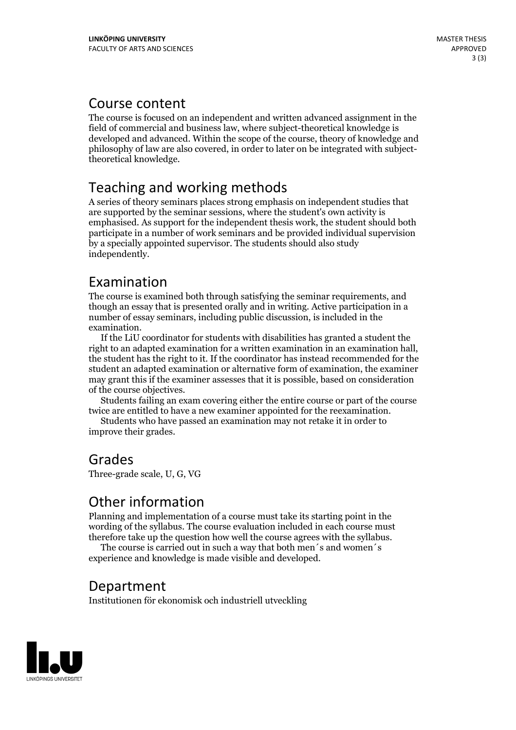## Course content

The course is focused on an independent and written advanced assignment in the field of commercial and business law, where subject-theoretical knowledge is developed and advanced. Within the scope of the course, theory of knowledge and philosophy of law are also covered, in order to later on be integrated with subject-theoretical knowledge.

## Teaching and working methods

A series of theory seminars places strong emphasis on independent studies that are supported by the seminar sessions, where the student's own activity is emphasised. As support for the independent thesis work, the student should both participate in a number of work seminars and be provided individual supervision by a specially appointed supervisor. The students should also study independently.

## Examination

The course is examined both through satisfying the seminar requirements, and though an essay that is presented orally and in writing. Active participation in a number of essay seminars, including public discussion, is included in the examination.

If the LiU coordinator for students with disabilities has granted a student the right to an adapted examination for a written examination in an examination hall, the student has the right to it. If the coordinator has instead recommended for the student an adapted examination or alternative form of examination, the examiner may grant this if the examiner assesses that it is possible, based on consideration of the course objectives.

Students failing an exam covering either the entire course or part of the course twice are entitled to have a new examiner appointed for the reexamination.

Students who have passed an examination may not retake it in order to improve their grades.

## Grades

Three-grade scale, U, G, VG

## Other information

Planning and implementation of a course must take its starting point in the wording of the syllabus. The course evaluation included in each course must therefore take up the question how well the course agrees with the syllabus.

The course is carried out in such a way that both men´s and women´s experience and knowledge is made visible and developed.

## Department

Institutionen för ekonomisk och industriell utveckling